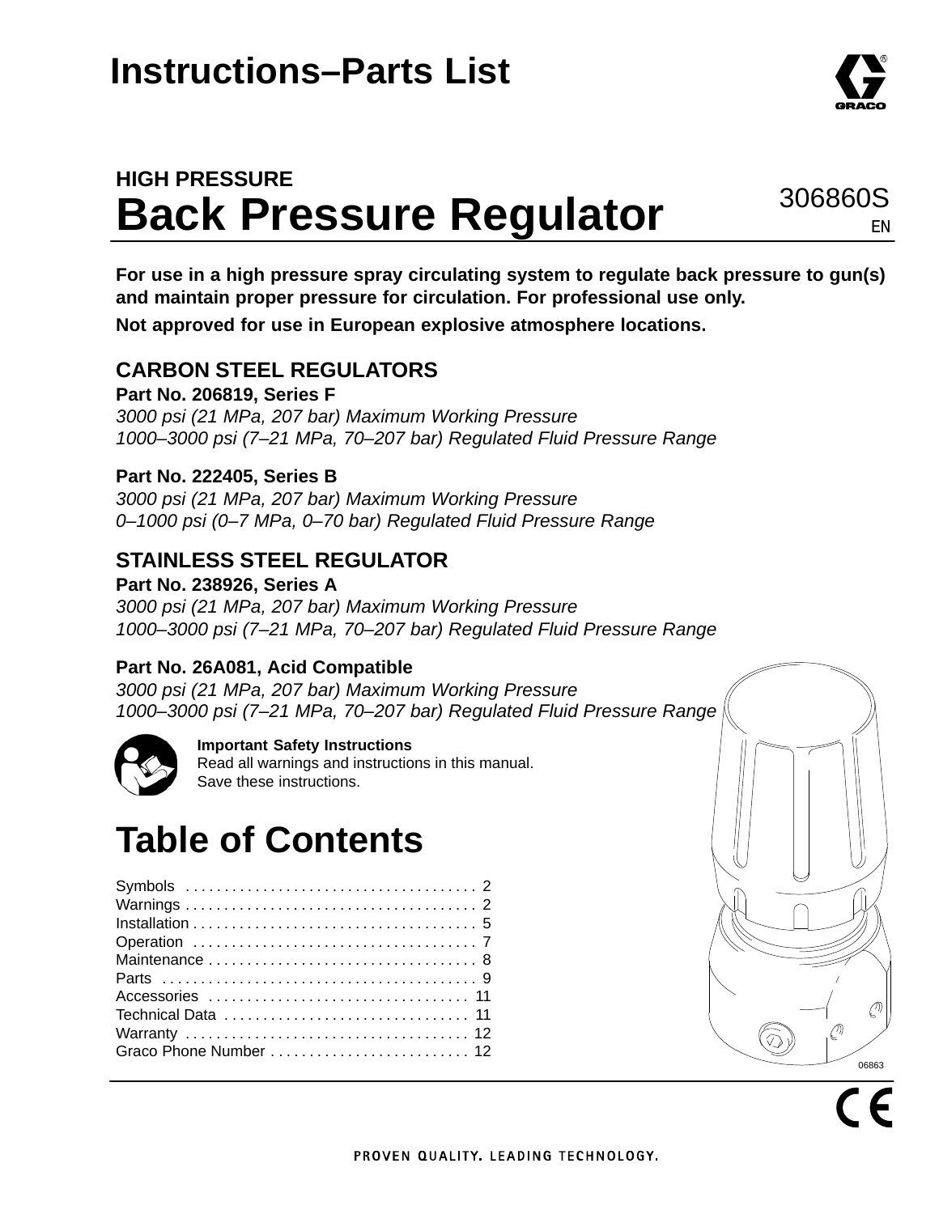# Instructions–Parts List

## HIGH PRESSURE
# Back Pressure Regulator

306860S
EN

**For use in a high pressure spray circulating system to regulate back pressure to gun(s) and maintain proper pressure for circulation. For professional use only.**

**Not approved for use in European explosive atmosphere locations.**

## CARBON STEEL REGULATORS

**Part No. 206819, Series F**
*3000 psi (21 MPa, 207 bar) Maximum Working Pressure*
*1000–3000 psi (7–21 MPa, 70–207 bar) Regulated Fluid Pressure Range*

**Part No. 222405, Series B**
*3000 psi (21 MPa, 207 bar) Maximum Working Pressure*
*0–1000 psi (0–7 MPa, 0–70 bar) Regulated Fluid Pressure Range*

## STAINLESS STEEL REGULATOR

**Part No. 238926, Series A**
*3000 psi (21 MPa, 207 bar) Maximum Working Pressure*
*1000–3000 psi (7–21 MPa, 70–207 bar) Regulated Fluid Pressure Range*

**Part No. 26A081, Acid Compatible**
*3000 psi (21 MPa, 207 bar) Maximum Working Pressure*
*1000–3000 psi (7–21 MPa, 70–207 bar) Regulated Fluid Pressure Range*

**Important Safety Instructions**
Read all warnings and instructions in this manual.
Save these instructions.

# Table of Contents

- Symbols . . . . . . . . . . . . . . . . . . . . . . . . . . . . . . . . . . . . . 2
- Warnings . . . . . . . . . . . . . . . . . . . . . . . . . . . . . . . . . . . . . 2
- Installation . . . . . . . . . . . . . . . . . . . . . . . . . . . . . . . . . . . . 5
- Operation . . . . . . . . . . . . . . . . . . . . . . . . . . . . . . . . . . . . 7
- Maintenance . . . . . . . . . . . . . . . . . . . . . . . . . . . . . . . . . . 8
- Parts . . . . . . . . . . . . . . . . . . . . . . . . . . . . . . . . . . . . . . . . 9
- Accessories . . . . . . . . . . . . . . . . . . . . . . . . . . . . . . . . . 11
- Technical Data . . . . . . . . . . . . . . . . . . . . . . . . . . . . . . . 11
- Warranty . . . . . . . . . . . . . . . . . . . . . . . . . . . . . . . . . . . . 12
- Graco Phone Number . . . . . . . . . . . . . . . . . . . . . . . . . 12

06863

PROVEN QUALITY. LEADING TECHNOLOGY.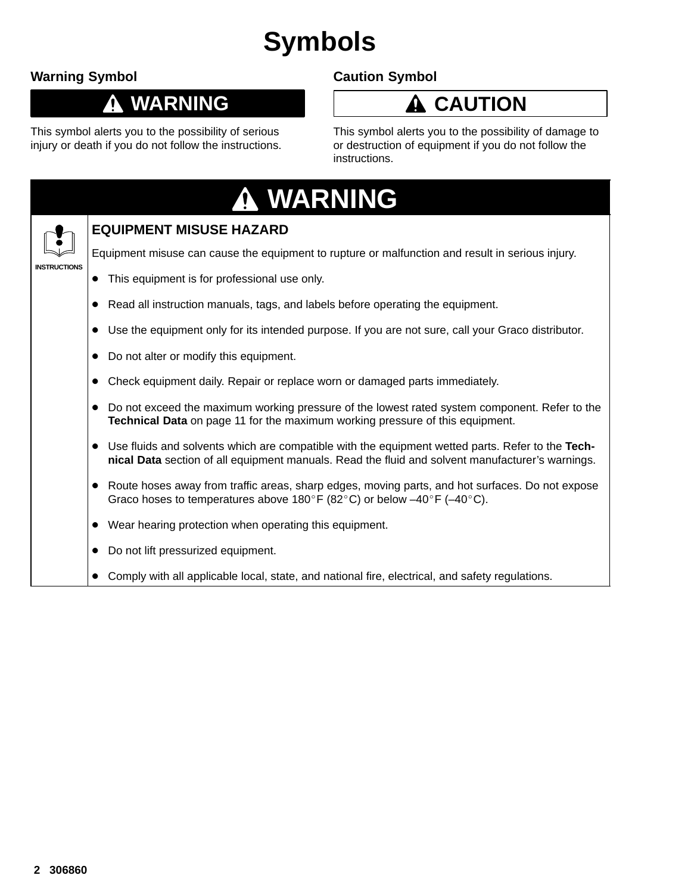# Symbols

### Warning Symbol

**WARNING**

This symbol alerts you to the possibility of serious injury or death if you do not follow the instructions.

### Caution Symbol

**CAUTION**

This symbol alerts you to the possibility of damage to or destruction of equipment if you do not follow the instructions.

## WARNING

INSTRUCTIONS

### EQUIPMENT MISUSE HAZARD

Equipment misuse can cause the equipment to rupture or malfunction and result in serious injury.

- This equipment is for professional use only.
- Read all instruction manuals, tags, and labels before operating the equipment.
- Use the equipment only for its intended purpose. If you are not sure, call your Graco distributor.
- Do not alter or modify this equipment.
- Check equipment daily. Repair or replace worn or damaged parts immediately.
- Do not exceed the maximum working pressure of the lowest rated system component. Refer to the **Technical Data** on page 11 for the maximum working pressure of this equipment.
- Use fluids and solvents which are compatible with the equipment wetted parts. Refer to the **Technical Data** section of all equipment manuals. Read the fluid and solvent manufacturer's warnings.
- Route hoses away from traffic areas, sharp edges, moving parts, and hot surfaces. Do not expose Graco hoses to temperatures above 180°F (82°C) or below –40°F (–40°C).
- Wear hearing protection when operating this equipment.
- Do not lift pressurized equipment.
- Comply with all applicable local, state, and national fire, electrical, and safety regulations.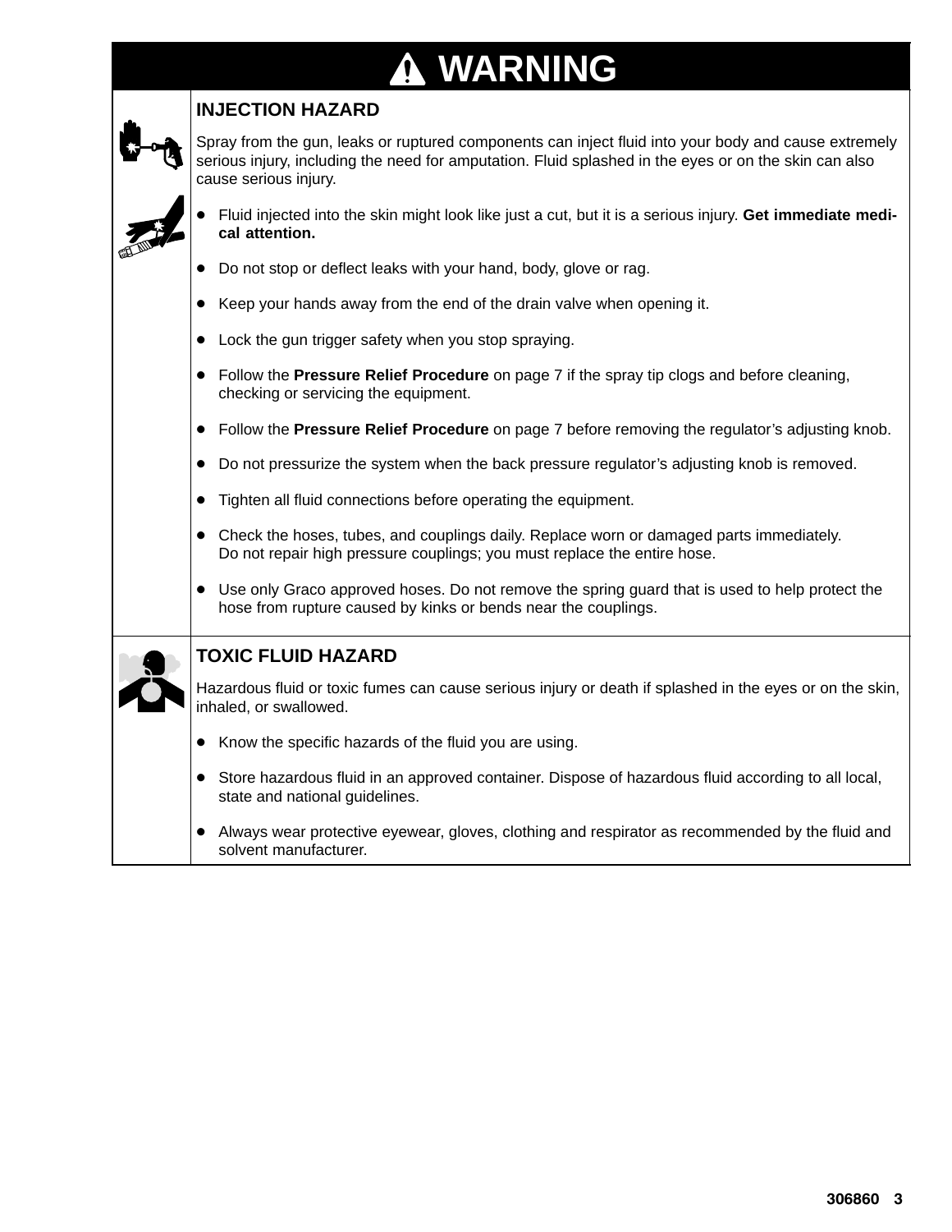# ⚠ WARNING

## INJECTION HAZARD

Spray from the gun, leaks or ruptured components can inject fluid into your body and cause extremely serious injury, including the need for amputation. Fluid splashed in the eyes or on the skin can also cause serious injury.

- Fluid injected into the skin might look like just a cut, but it is a serious injury. **Get immediate medical attention.**
- Do not stop or deflect leaks with your hand, body, glove or rag.
- Keep your hands away from the end of the drain valve when opening it.
- Lock the gun trigger safety when you stop spraying.
- Follow the **Pressure Relief Procedure** on page 7 if the spray tip clogs and before cleaning, checking or servicing the equipment.
- Follow the **Pressure Relief Procedure** on page 7 before removing the regulator's adjusting knob.
- Do not pressurize the system when the back pressure regulator's adjusting knob is removed.
- Tighten all fluid connections before operating the equipment.
- Check the hoses, tubes, and couplings daily. Replace worn or damaged parts immediately. Do not repair high pressure couplings; you must replace the entire hose.
- Use only Graco approved hoses. Do not remove the spring guard that is used to help protect the hose from rupture caused by kinks or bends near the couplings.

## TOXIC FLUID HAZARD

Hazardous fluid or toxic fumes can cause serious injury or death if splashed in the eyes or on the skin, inhaled, or swallowed.

- Know the specific hazards of the fluid you are using.
- Store hazardous fluid in an approved container. Dispose of hazardous fluid according to all local, state and national guidelines.
- Always wear protective eyewear, gloves, clothing and respirator as recommended by the fluid and solvent manufacturer.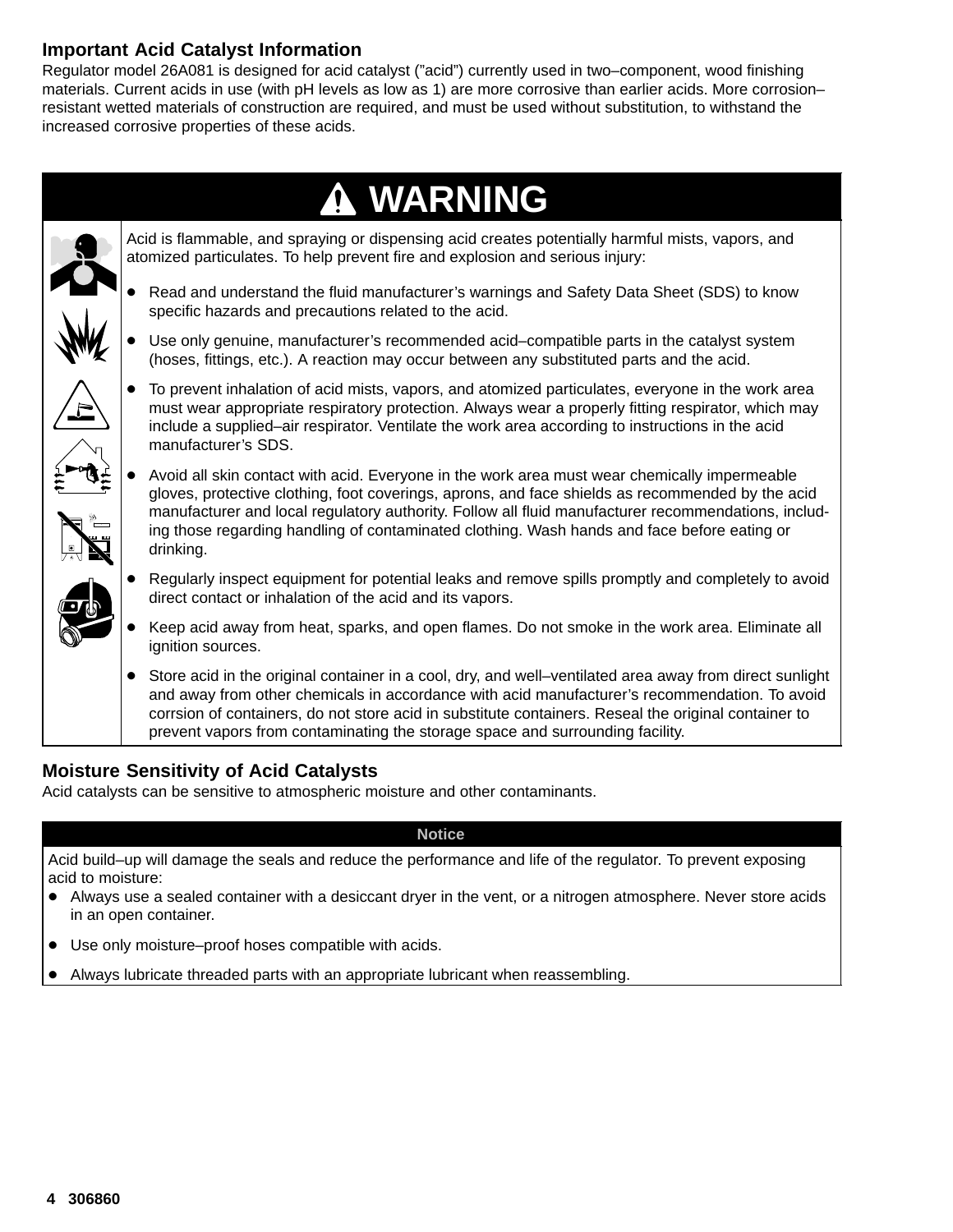## Important Acid Catalyst Information

Regulator model 26A081 is designed for acid catalyst ("acid") currently used in two–component, wood finishing materials. Current acids in use (with pH levels as low as 1) are more corrosive than earlier acids. More corrosion–resistant wetted materials of construction are required, and must be used without substitution, to withstand the increased corrosive properties of these acids.

## ⚠ WARNING

Acid is flammable, and spraying or dispensing acid creates potentially harmful mists, vapors, and atomized particulates. To help prevent fire and explosion and serious injury:

- Read and understand the fluid manufacturer's warnings and Safety Data Sheet (SDS) to know specific hazards and precautions related to the acid.
- Use only genuine, manufacturer's recommended acid–compatible parts in the catalyst system (hoses, fittings, etc.). A reaction may occur between any substituted parts and the acid.
- To prevent inhalation of acid mists, vapors, and atomized particulates, everyone in the work area must wear appropriate respiratory protection. Always wear a properly fitting respirator, which may include a supplied–air respirator. Ventilate the work area according to instructions in the acid manufacturer's SDS.
- Avoid all skin contact with acid. Everyone in the work area must wear chemically impermeable gloves, protective clothing, foot coverings, aprons, and face shields as recommended by the acid manufacturer and local regulatory authority. Follow all fluid manufacturer recommendations, including those regarding handling of contaminated clothing. Wash hands and face before eating or drinking.
- Regularly inspect equipment for potential leaks and remove spills promptly and completely to avoid direct contact or inhalation of the acid and its vapors.
- Keep acid away from heat, sparks, and open flames. Do not smoke in the work area. Eliminate all ignition sources.
- Store acid in the original container in a cool, dry, and well–ventilated area away from direct sunlight and away from other chemicals in accordance with acid manufacturer's recommendation. To avoid corrsion of containers, do not store acid in substitute containers. Reseal the original container to prevent vapors from contaminating the storage space and surrounding facility.

## Moisture Sensitivity of Acid Catalysts

Acid catalysts can be sensitive to atmospheric moisture and other contaminants.

### Notice

Acid build–up will damage the seals and reduce the performance and life of the regulator. To prevent exposing acid to moisture:

- Always use a sealed container with a desiccant dryer in the vent, or a nitrogen atmosphere. Never store acids in an open container.
- Use only moisture–proof hoses compatible with acids.
- Always lubricate threaded parts with an appropriate lubricant when reassembling.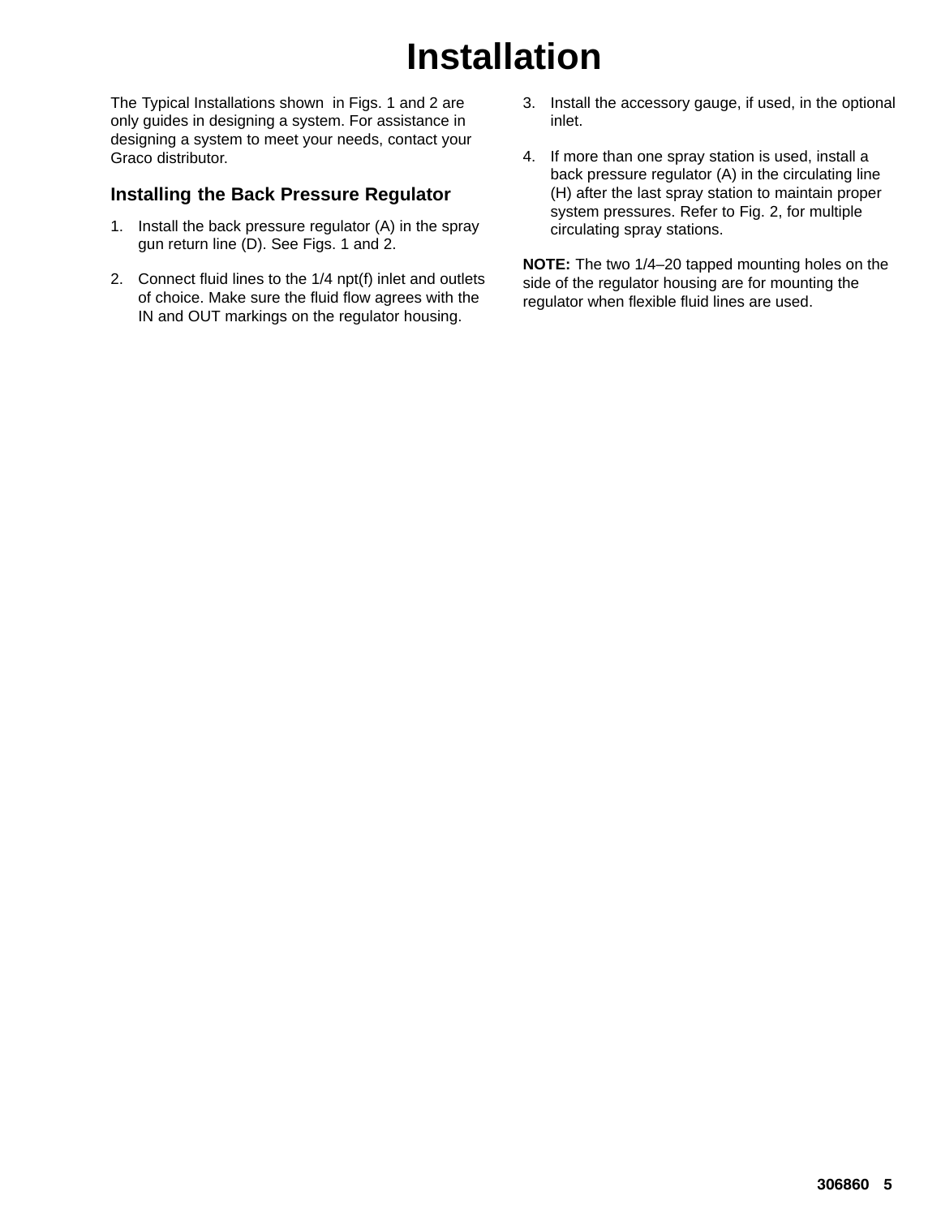# Installation

The Typical Installations shown in Figs. 1 and 2 are only guides in designing a system. For assistance in designing a system to meet your needs, contact your Graco distributor.

## Installing the Back Pressure Regulator

1. Install the back pressure regulator (A) in the spray gun return line (D). See Figs. 1 and 2.
2. Connect fluid lines to the 1/4 npt(f) inlet and outlets of choice. Make sure the fluid flow agrees with the IN and OUT markings on the regulator housing.
3. Install the accessory gauge, if used, in the optional inlet.
4. If more than one spray station is used, install a back pressure regulator (A) in the circulating line (H) after the last spray station to maintain proper system pressures. Refer to Fig. 2, for multiple circulating spray stations.

**NOTE:** The two 1/4–20 tapped mounting holes on the side of the regulator housing are for mounting the regulator when flexible fluid lines are used.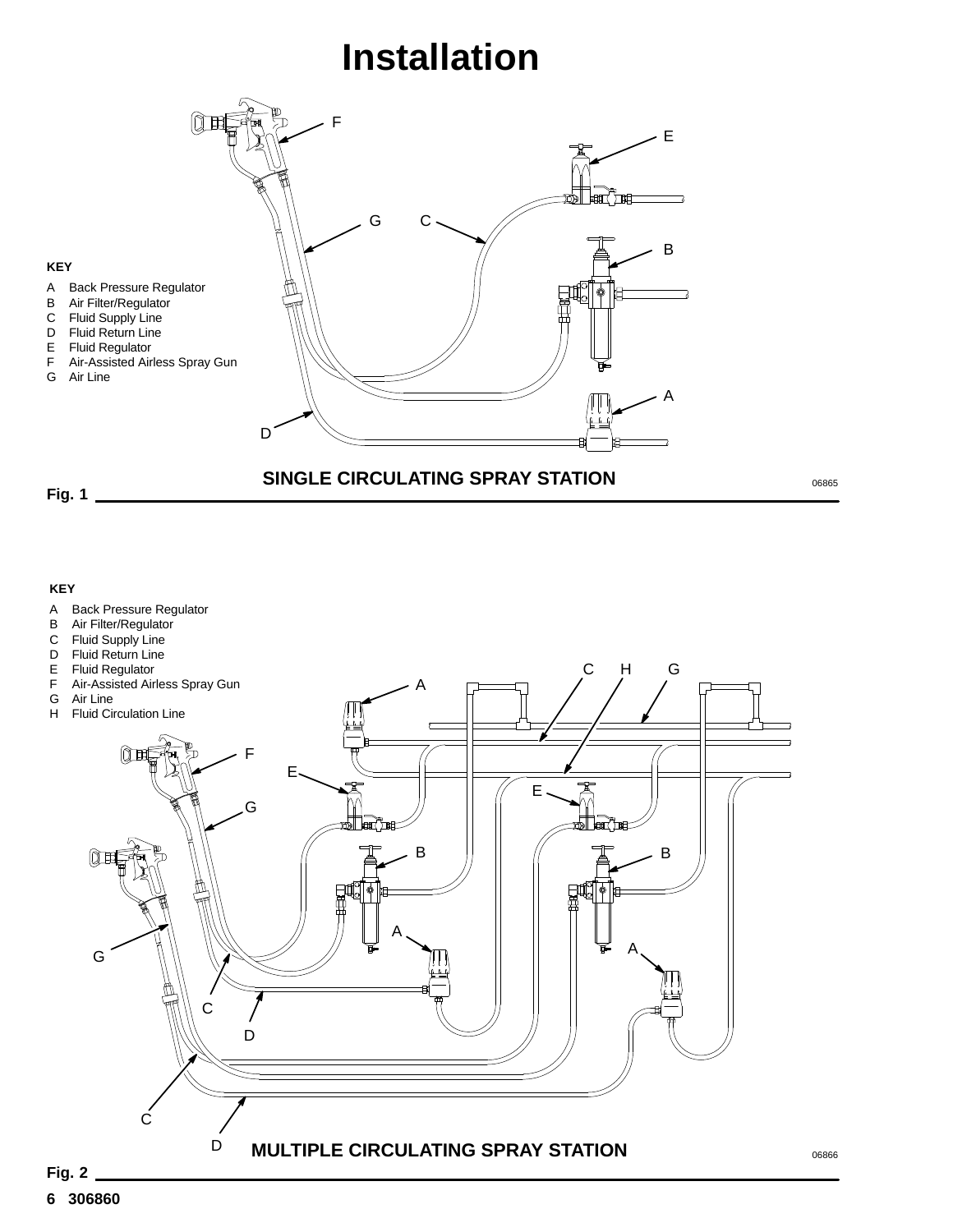# Installation

**KEY**

- A Back Pressure Regulator
- B Air Filter/Regulator
- C Fluid Supply Line
- D Fluid Return Line
- E Fluid Regulator
- F Air-Assisted Airless Spray Gun
- G Air Line

**SINGLE CIRCULATING SPRAY STATION**

06865

**Fig. 1**

**KEY**

- A Back Pressure Regulator
- B Air Filter/Regulator
- C Fluid Supply Line
- D Fluid Return Line
- E Fluid Regulator
- F Air-Assisted Airless Spray Gun
- G Air Line
- H Fluid Circulation Line

**MULTIPLE CIRCULATING SPRAY STATION**

06866

**Fig. 2**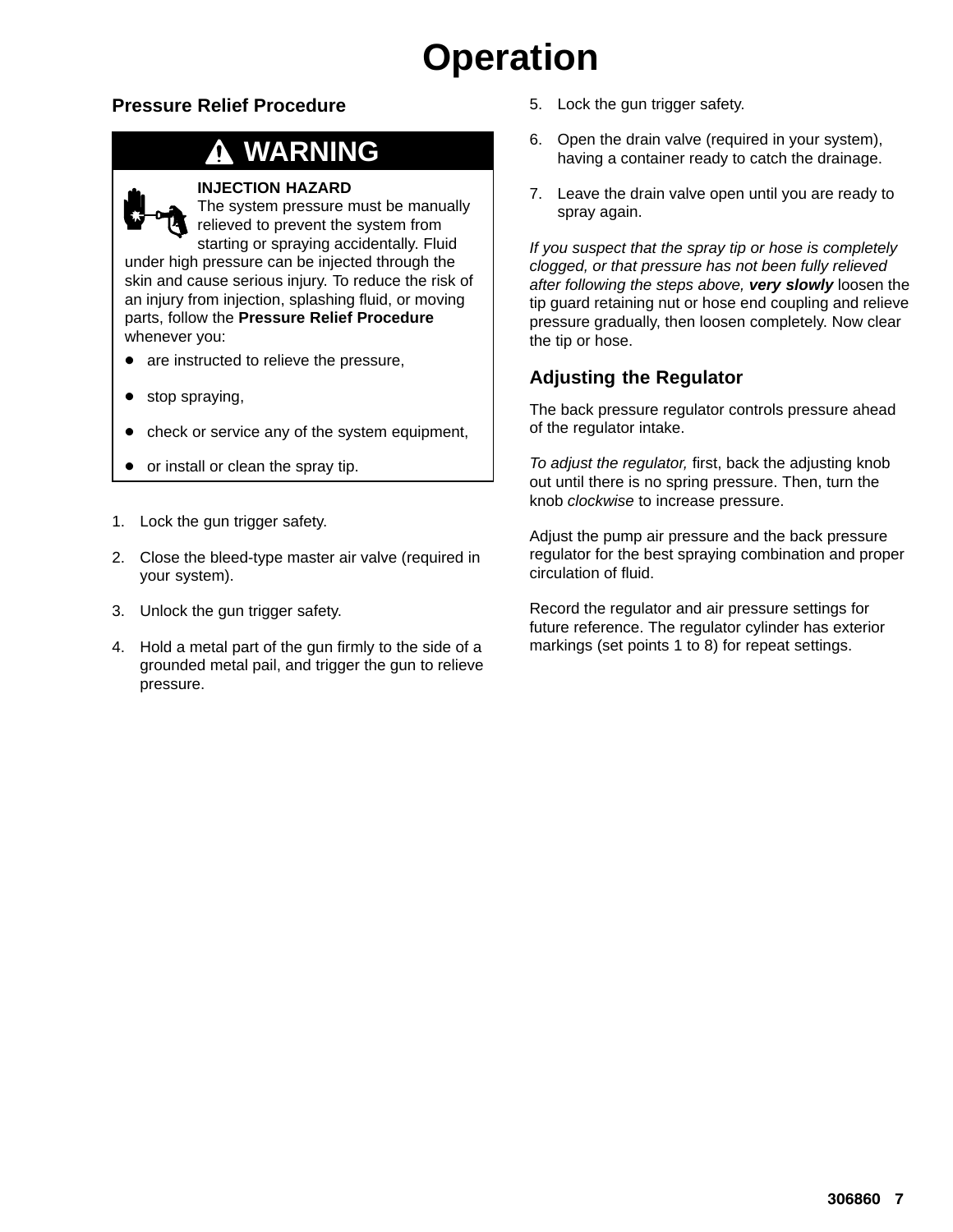# Operation

## Pressure Relief Procedure

**⚠ WARNING**

**INJECTION HAZARD**
The system pressure must be manually relieved to prevent the system from starting or spraying accidentally. Fluid under high pressure can be injected through the skin and cause serious injury. To reduce the risk of an injury from injection, splashing fluid, or moving parts, follow the **Pressure Relief Procedure** whenever you:

- are instructed to relieve the pressure,
- stop spraying,
- check or service any of the system equipment,
- or install or clean the spray tip.

1. Lock the gun trigger safety.
2. Close the bleed-type master air valve (required in your system).
3. Unlock the gun trigger safety.
4. Hold a metal part of the gun firmly to the side of a grounded metal pail, and trigger the gun to relieve pressure.
5. Lock the gun trigger safety.
6. Open the drain valve (required in your system), having a container ready to catch the drainage.
7. Leave the drain valve open until you are ready to spray again.

*If you suspect that the spray tip or hose is completely clogged, or that pressure has not been fully relieved after following the steps above,* ***very slowly*** loosen the tip guard retaining nut or hose end coupling and relieve pressure gradually, then loosen completely. Now clear the tip or hose.

## Adjusting the Regulator

The back pressure regulator controls pressure ahead of the regulator intake.

*To adjust the regulator,* first, back the adjusting knob out until there is no spring pressure. Then, turn the knob *clockwise* to increase pressure.

Adjust the pump air pressure and the back pressure regulator for the best spraying combination and proper circulation of fluid.

Record the regulator and air pressure settings for future reference. The regulator cylinder has exterior markings (set points 1 to 8) for repeat settings.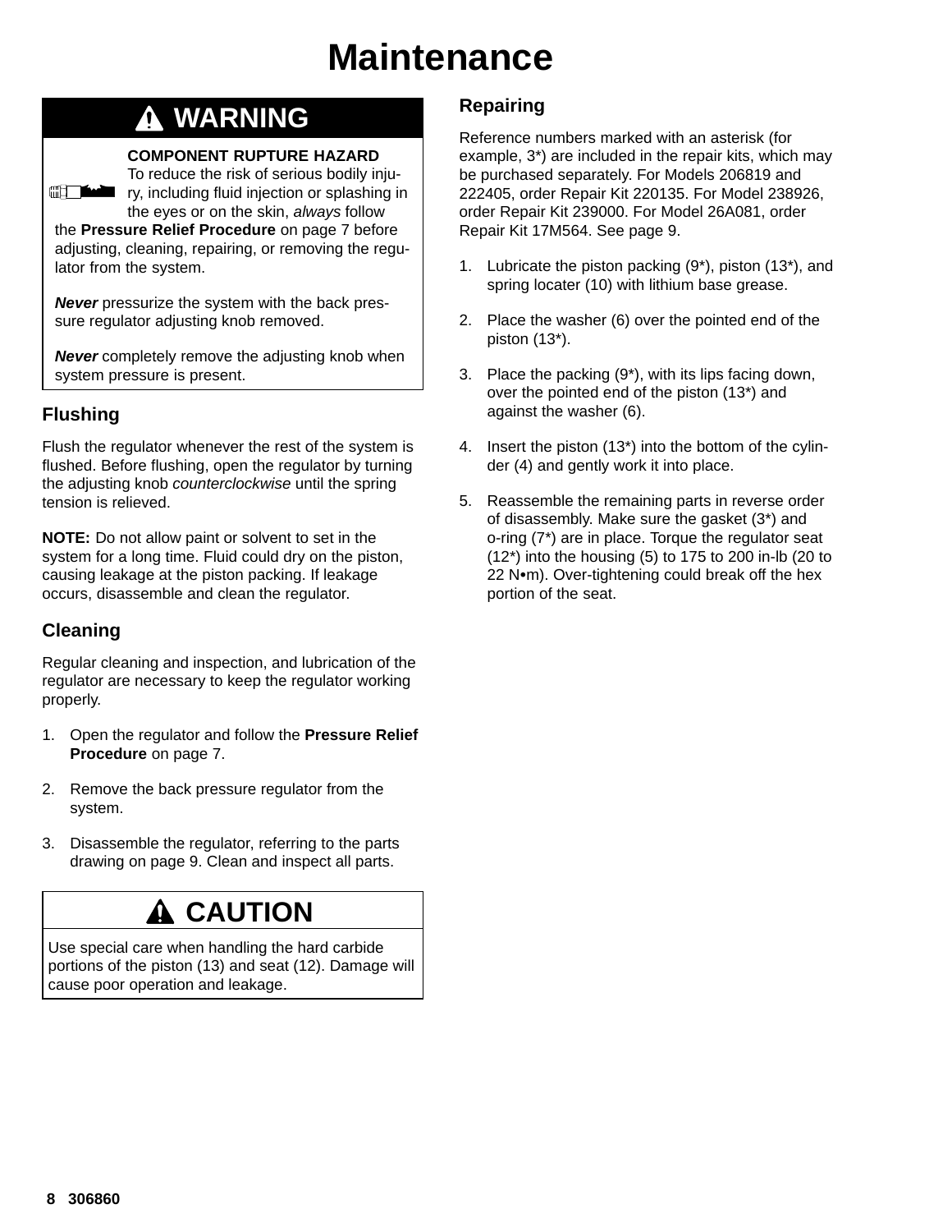# Maintenance

## ⚠ WARNING

**COMPONENT RUPTURE HAZARD**
To reduce the risk of serious bodily injury, including fluid injection or splashing in the eyes or on the skin, *always* follow the **Pressure Relief Procedure** on page 7 before adjusting, cleaning, repairing, or removing the regulator from the system.

***Never*** pressurize the system with the back pressure regulator adjusting knob removed.

***Never*** completely remove the adjusting knob when system pressure is present.

### Flushing

Flush the regulator whenever the rest of the system is flushed. Before flushing, open the regulator by turning the adjusting knob *counterclockwise* until the spring tension is relieved.

**NOTE:** Do not allow paint or solvent to set in the system for a long time. Fluid could dry on the piston, causing leakage at the piston packing. If leakage occurs, disassemble and clean the regulator.

### Cleaning

Regular cleaning and inspection, and lubrication of the regulator are necessary to keep the regulator working properly.

1. Open the regulator and follow the **Pressure Relief Procedure** on page 7.
2. Remove the back pressure regulator from the system.
3. Disassemble the regulator, referring to the parts drawing on page 9. Clean and inspect all parts.

## ⚠ CAUTION

Use special care when handling the hard carbide portions of the piston (13) and seat (12). Damage will cause poor operation and leakage.

### Repairing

Reference numbers marked with an asterisk (for example, 3*) are included in the repair kits, which may be purchased separately. For Models 206819 and 222405, order Repair Kit 220135. For Model 238926, order Repair Kit 239000. For Model 26A081, order Repair Kit 17M564. See page 9.

1. Lubricate the piston packing (9*), piston (13*), and spring locater (10) with lithium base grease.
2. Place the washer (6) over the pointed end of the piston (13*).
3. Place the packing (9*), with its lips facing down, over the pointed end of the piston (13*) and against the washer (6).
4. Insert the piston (13*) into the bottom of the cylinder (4) and gently work it into place.
5. Reassemble the remaining parts in reverse order of disassembly. Make sure the gasket (3*) and o-ring (7*) are in place. Torque the regulator seat (12*) into the housing (5) to 175 to 200 in-lb (20 to 22 N•m). Over-tightening could break off the hex portion of the seat.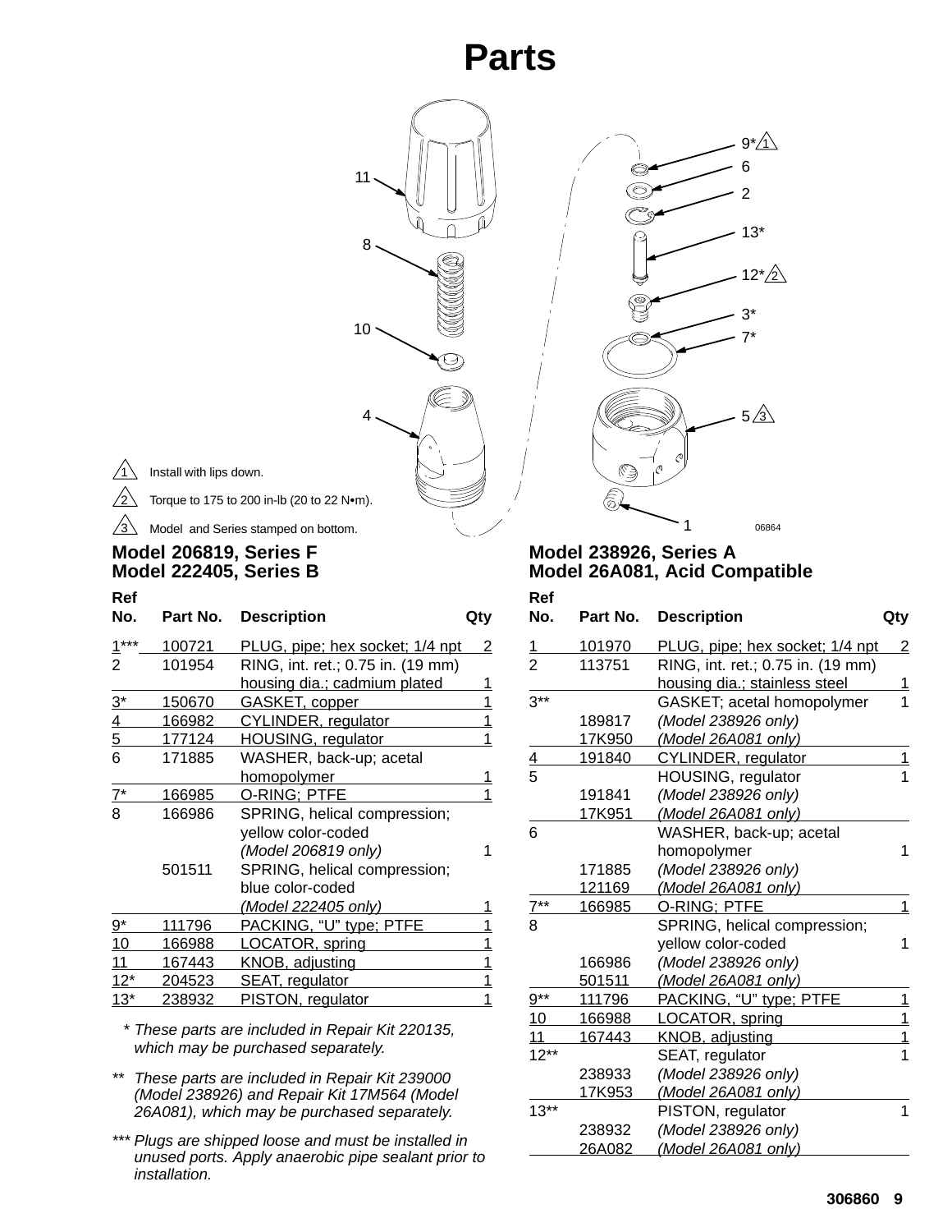# Parts

1. Install with lips down.
2. Torque to 175 to 200 in-lb (20 to 22 N•m).
3. Model and Series stamped on bottom.

## Model 206819, Series F
## Model 222405, Series B

| Ref No. | Part No. | Description | Qty |
|---|---|---|---|
| 1*** | 100721 | PLUG, pipe; hex socket; 1/4 npt | 2 |
| 2 | 101954 | RING, int. ret.; 0.75 in. (19 mm) housing dia.; cadmium plated | 1 |
| 3* | 150670 | GASKET, copper | 1 |
| 4 | 166982 | CYLINDER, regulator | 1 |
| 5 | 177124 | HOUSING, regulator | 1 |
| 6 | 171885 | WASHER, back-up; acetal homopolymer | 1 |
| 7* | 166985 | O-RING; PTFE | 1 |
| 8 | 166986 | SPRING, helical compression; yellow color-coded *(Model 206819 only)* | 1 |
| | 501511 | SPRING, helical compression; blue color-coded *(Model 222405 only)* | 1 |
| 9* | 111796 | PACKING, “U” type; PTFE | 1 |
| 10 | 166988 | LOCATOR, spring | 1 |
| 11 | 167443 | KNOB, adjusting | 1 |
| 12* | 204523 | SEAT, regulator | 1 |
| 13* | 238932 | PISTON, regulator | 1 |

\* *These parts are included in Repair Kit 220135, which may be purchased separately.*

\*\* *These parts are included in Repair Kit 239000 (Model 238926) and Repair Kit 17M564 (Model 26A081), which may be purchased separately.*

\*\*\* *Plugs are shipped loose and must be installed in unused ports. Apply anaerobic pipe sealant prior to installation.*

## Model 238926, Series A
## Model 26A081, Acid Compatible

| Ref No. | Part No. | Description | Qty |
|---|---|---|---|
| 1 | 101970 | PLUG, pipe; hex socket; 1/4 npt | 2 |
| 2 | 113751 | RING, int. ret.; 0.75 in. (19 mm) housing dia.; stainless steel | 1 |
| 3** | | GASKET; acetal homopolymer | 1 |
| | 189817 | *(Model 238926 only)* | |
| | 17K950 | *(Model 26A081 only)* | |
| 4 | 191840 | CYLINDER, regulator | 1 |
| 5 | | HOUSING, regulator | 1 |
| | 191841 | *(Model 238926 only)* | |
| | 17K951 | *(Model 26A081 only)* | |
| 6 | | WASHER, back-up; acetal homopolymer | 1 |
| | 171885 | *(Model 238926 only)* | |
| | 121169 | *(Model 26A081 only)* | |
| 7** | 166985 | O-RING; PTFE | 1 |
| 8 | | SPRING, helical compression; yellow color-coded | 1 |
| | 166986 | *(Model 238926 only)* | |
| | 501511 | *(Model 26A081 only)* | |
| 9** | 111796 | PACKING, “U” type; PTFE | 1 |
| 10 | 166988 | LOCATOR, spring | 1 |
| 11 | 167443 | KNOB, adjusting | 1 |
| 12** | | SEAT, regulator | 1 |
| | 238933 | *(Model 238926 only)* | |
| | 17K953 | *(Model 26A081 only)* | |
| 13** | | PISTON, regulator | 1 |
| | 238932 | *(Model 238926 only)* | |
| | 26A082 | *(Model 26A081 only)* | |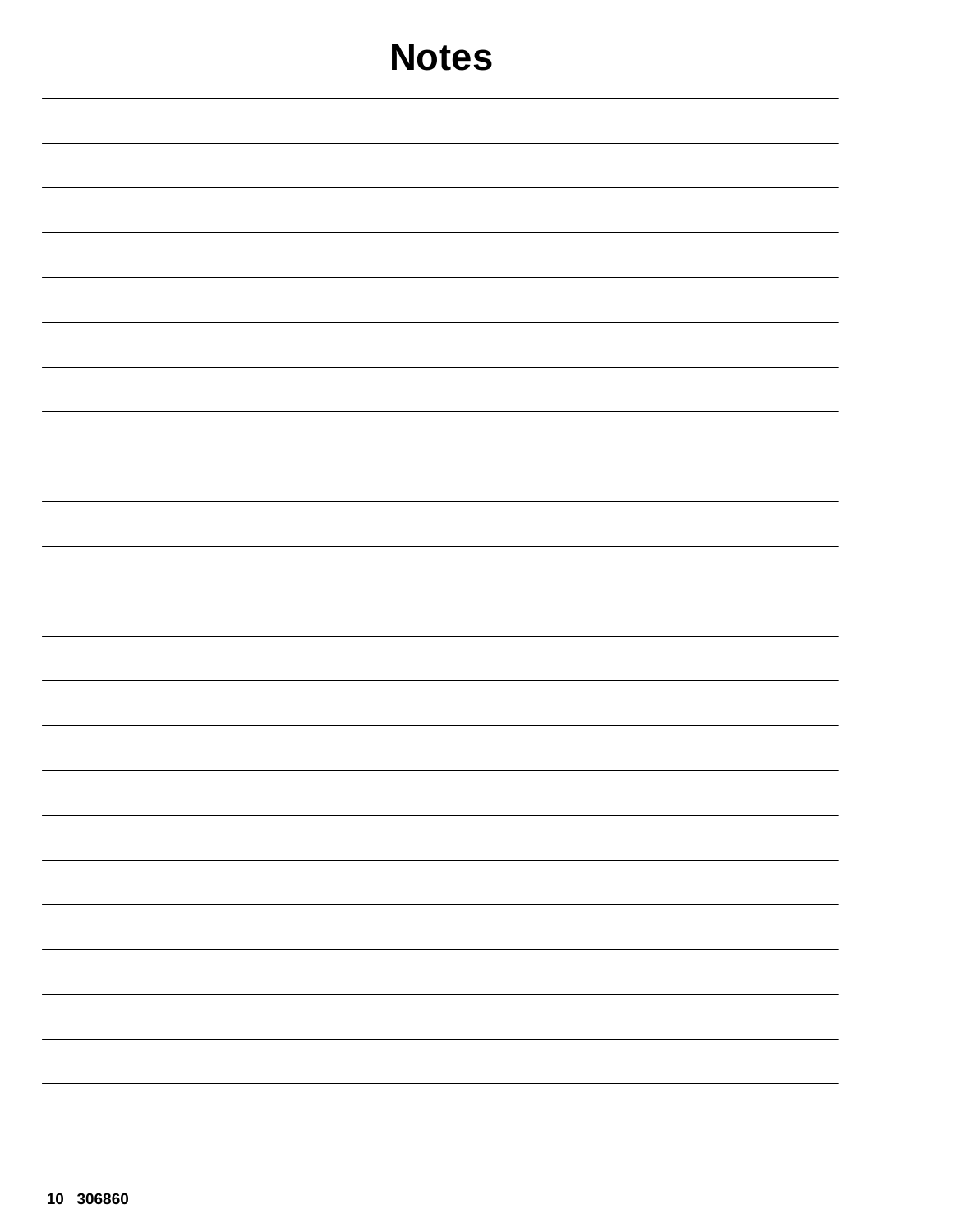# Notes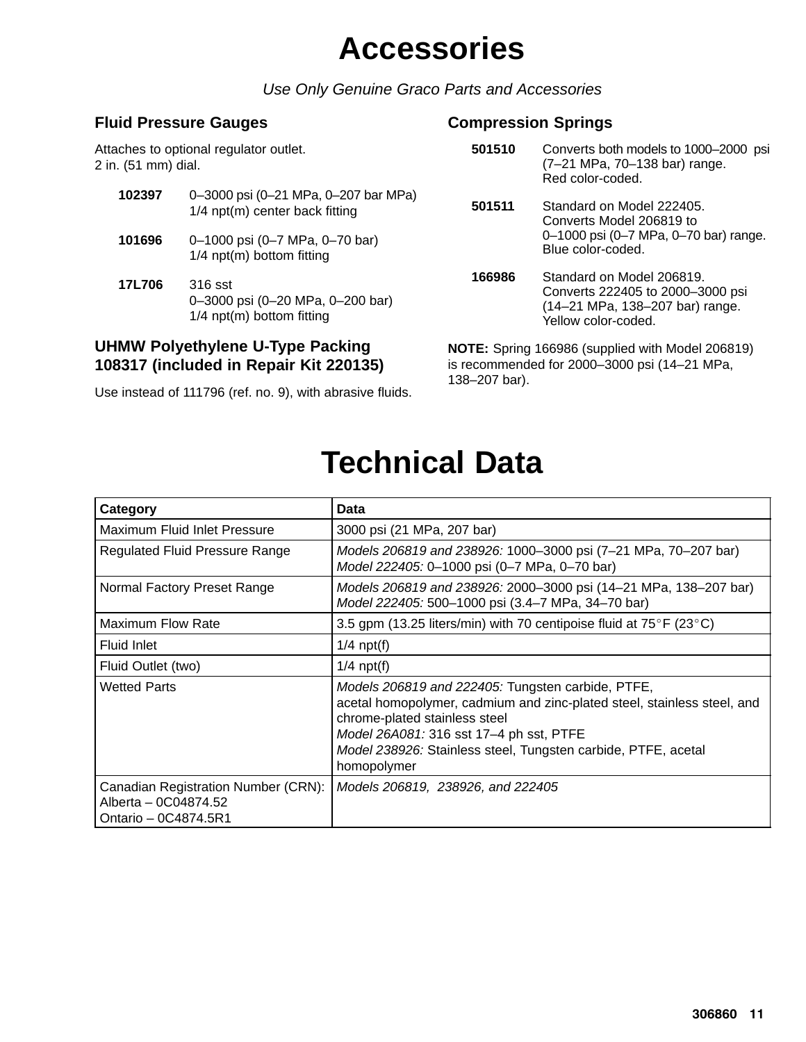# Accessories

*Use Only Genuine Graco Parts and Accessories*

## Fluid Pressure Gauges

Attaches to optional regulator outlet.
2 in. (51 mm) dial.

**102397** 0–3000 psi (0–21 MPa, 0–207 bar MPa)
1/4 npt(m) center back fitting

**101696** 0–1000 psi (0–7 MPa, 0–70 bar)
1/4 npt(m) bottom fitting

**17L706** 316 sst
0–3000 psi (0–20 MPa, 0–200 bar)
1/4 npt(m) bottom fitting

## UHMW Polyethylene U-Type Packing 108317 (included in Repair Kit 220135)

Use instead of 111796 (ref. no. 9), with abrasive fluids.

## Compression Springs

**501510** Converts both models to 1000–2000 psi (7–21 MPa, 70–138 bar) range.
Red color-coded.

**501511** Standard on Model 222405.
Converts Model 206819 to 0–1000 psi (0–7 MPa, 0–70 bar) range.
Blue color-coded.

**166986** Standard on Model 206819.
Converts 222405 to 2000–3000 psi (14–21 MPa, 138–207 bar) range.
Yellow color-coded.

**NOTE:** Spring 166986 (supplied with Model 206819) is recommended for 2000–3000 psi (14–21 MPa, 138–207 bar).

# Technical Data

| Category | Data |
|---|---|
| Maximum Fluid Inlet Pressure | 3000 psi (21 MPa, 207 bar) |
| Regulated Fluid Pressure Range | *Models 206819 and 238926:* 1000–3000 psi (7–21 MPa, 70–207 bar)<br>*Model 222405:* 0–1000 psi (0–7 MPa, 0–70 bar) |
| Normal Factory Preset Range | *Models 206819 and 238926:* 2000–3000 psi (14–21 MPa, 138–207 bar)<br>*Model 222405:* 500–1000 psi (3.4–7 MPa, 34–70 bar) |
| Maximum Flow Rate | 3.5 gpm (13.25 liters/min) with 70 centipoise fluid at 75°F (23°C) |
| Fluid Inlet | 1/4 npt(f) |
| Fluid Outlet (two) | 1/4 npt(f) |
| Wetted Parts | *Models 206819 and 222405:* Tungsten carbide, PTFE, acetal homopolymer, cadmium and zinc-plated steel, stainless steel, and chrome-plated stainless steel<br>*Model 26A081:* 316 sst 17–4 ph sst, PTFE<br>*Model 238926:* Stainless steel, Tungsten carbide, PTFE, acetal homopolymer |
| Canadian Registration Number (CRN):<br>Alberta – 0C04874.52<br>Ontario – 0C4874.5R1 | *Models 206819, 238926, and 222405* |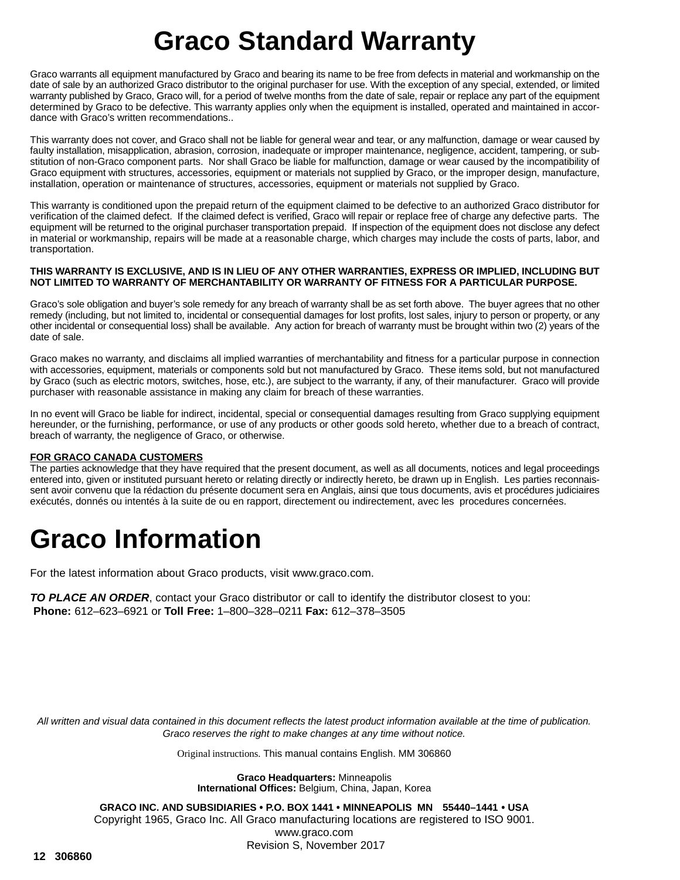# Graco Standard Warranty

Graco warrants all equipment manufactured by Graco and bearing its name to be free from defects in material and workmanship on the date of sale by an authorized Graco distributor to the original purchaser for use. With the exception of any special, extended, or limited warranty published by Graco, Graco will, for a period of twelve months from the date of sale, repair or replace any part of the equipment determined by Graco to be defective. This warranty applies only when the equipment is installed, operated and maintained in accordance with Graco's written recommendations..

This warranty does not cover, and Graco shall not be liable for general wear and tear, or any malfunction, damage or wear caused by faulty installation, misapplication, abrasion, corrosion, inadequate or improper maintenance, negligence, accident, tampering, or substitution of non-Graco component parts. Nor shall Graco be liable for malfunction, damage or wear caused by the incompatibility of Graco equipment with structures, accessories, equipment or materials not supplied by Graco, or the improper design, manufacture, installation, operation or maintenance of structures, accessories, equipment or materials not supplied by Graco.

This warranty is conditioned upon the prepaid return of the equipment claimed to be defective to an authorized Graco distributor for verification of the claimed defect. If the claimed defect is verified, Graco will repair or replace free of charge any defective parts. The equipment will be returned to the original purchaser transportation prepaid. If inspection of the equipment does not disclose any defect in material or workmanship, repairs will be made at a reasonable charge, which charges may include the costs of parts, labor, and transportation.

**THIS WARRANTY IS EXCLUSIVE, AND IS IN LIEU OF ANY OTHER WARRANTIES, EXPRESS OR IMPLIED, INCLUDING BUT NOT LIMITED TO WARRANTY OF MERCHANTABILITY OR WARRANTY OF FITNESS FOR A PARTICULAR PURPOSE.**

Graco's sole obligation and buyer's sole remedy for any breach of warranty shall be as set forth above. The buyer agrees that no other remedy (including, but not limited to, incidental or consequential damages for lost profits, lost sales, injury to person or property, or any other incidental or consequential loss) shall be available. Any action for breach of warranty must be brought within two (2) years of the date of sale.

Graco makes no warranty, and disclaims all implied warranties of merchantability and fitness for a particular purpose in connection with accessories, equipment, materials or components sold but not manufactured by Graco. These items sold, but not manufactured by Graco (such as electric motors, switches, hose, etc.), are subject to the warranty, if any, of their manufacturer. Graco will provide purchaser with reasonable assistance in making any claim for breach of these warranties.

In no event will Graco be liable for indirect, incidental, special or consequential damages resulting from Graco supplying equipment hereunder, or the furnishing, performance, or use of any products or other goods sold hereto, whether due to a breach of contract, breach of warranty, the negligence of Graco, or otherwise.

**FOR GRACO CANADA CUSTOMERS**

The parties acknowledge that they have required that the present document, as well as all documents, notices and legal proceedings entered into, given or instituted pursuant hereto or relating directly or indirectly hereto, be drawn up in English. Les parties reconnaissent avoir convenu que la rédaction du présente document sera en Anglais, ainsi que tous documents, avis et procédures judiciaires exécutés, donnés ou intentés à la suite de ou en rapport, directement ou indirectement, avec les procedures concernées.

# Graco Information

For the latest information about Graco products, visit www.graco.com.

***TO PLACE AN ORDER***, contact your Graco distributor or call to identify the distributor closest to you:
**Phone:** 612–623–6921 or **Toll Free:** 1–800–328–0211 **Fax:** 612–378–3505

*All written and visual data contained in this document reflects the latest product information available at the time of publication. Graco reserves the right to make changes at any time without notice.*

Original instructions. This manual contains English. MM 306860

**Graco Headquarters:** Minneapolis
**International Offices:** Belgium, China, Japan, Korea

**GRACO INC. AND SUBSIDIARIES • P.O. BOX 1441 • MINNEAPOLIS MN 55440–1441 • USA**
Copyright 1965, Graco Inc. All Graco manufacturing locations are registered to ISO 9001.
www.graco.com
Revision S, November 2017